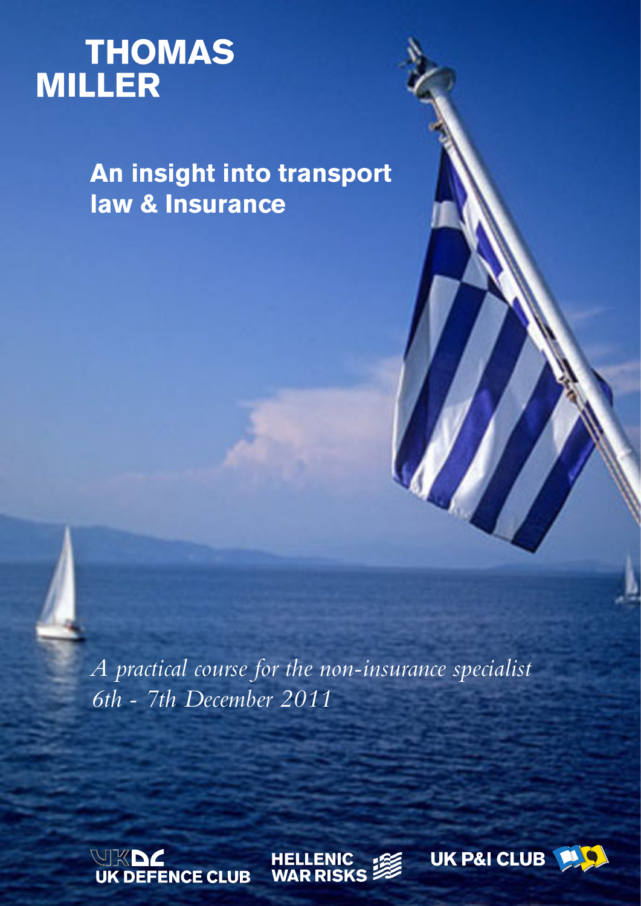# THOMAS MILLER

## An insight into transport law & Insurance

*A practical course for the non-insurance specialist*
*6th - 7th December 2011*

UK DEFENCE CLUB HELLENIC WAR RISKS UK P&I CLUB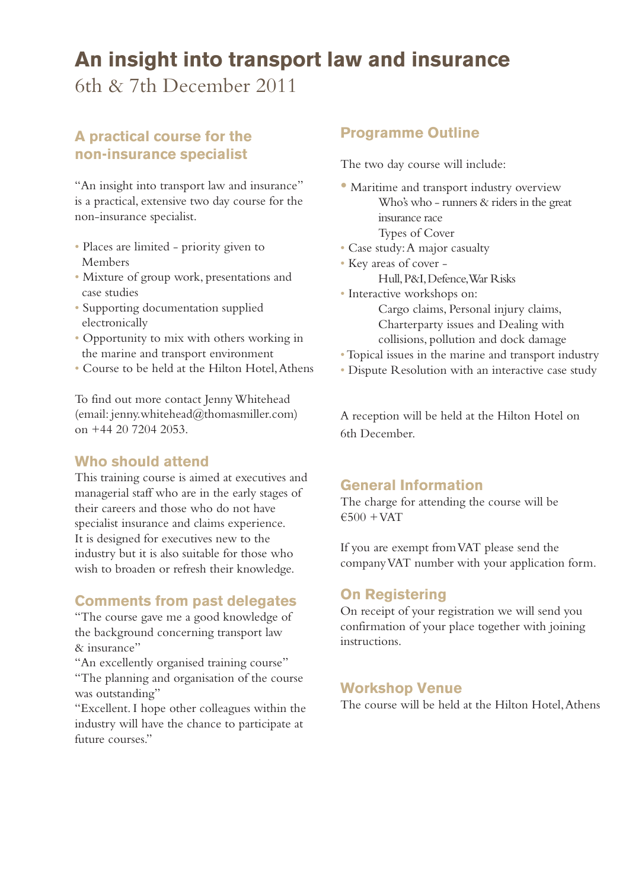# An insight into transport law and insurance

6th & 7th December 2011

## A practical course for the non-insurance specialist

"An insight into transport law and insurance" is a practical, extensive two day course for the non-insurance specialist.

- Places are limited - priority given to Members
- Mixture of group work, presentations and case studies
- Supporting documentation supplied electronically
- Opportunity to mix with others working in the marine and transport environment
- Course to be held at the Hilton Hotel, Athens

To find out more contact Jenny Whitehead (email: jenny.whitehead@thomasmiller.com) on +44 20 7204 2053.

## Who should attend

This training course is aimed at executives and managerial staff who are in the early stages of their careers and those who do not have specialist insurance and claims experience. It is designed for executives new to the industry but it is also suitable for those who wish to broaden or refresh their knowledge.

## Comments from past delegates

"The course gave me a good knowledge of the background concerning transport law & insurance"

"An excellently organised training course"

"The planning and organisation of the course was outstanding"

"Excellent. I hope other colleagues within the industry will have the chance to participate at future courses."

## Programme Outline

The two day course will include:

- Maritime and transport industry overview
  - Who's who - runners & riders in the great insurance race
  - Types of Cover
- Case study: A major casualty
- Key areas of cover -
  - Hull, P&I, Defence, War Risks
- Interactive workshops on:
  - Cargo claims, Personal injury claims, Charterparty issues and Dealing with collisions, pollution and dock damage
- Topical issues in the marine and transport industry
- Dispute Resolution with an interactive case study

A reception will be held at the Hilton Hotel on 6th December.

## General Information

The charge for attending the course will be €500 + VAT

If you are exempt from VAT please send the company VAT number with your application form.

## On Registering

On receipt of your registration we will send you confirmation of your place together with joining instructions.

## Workshop Venue

The course will be held at the Hilton Hotel, Athens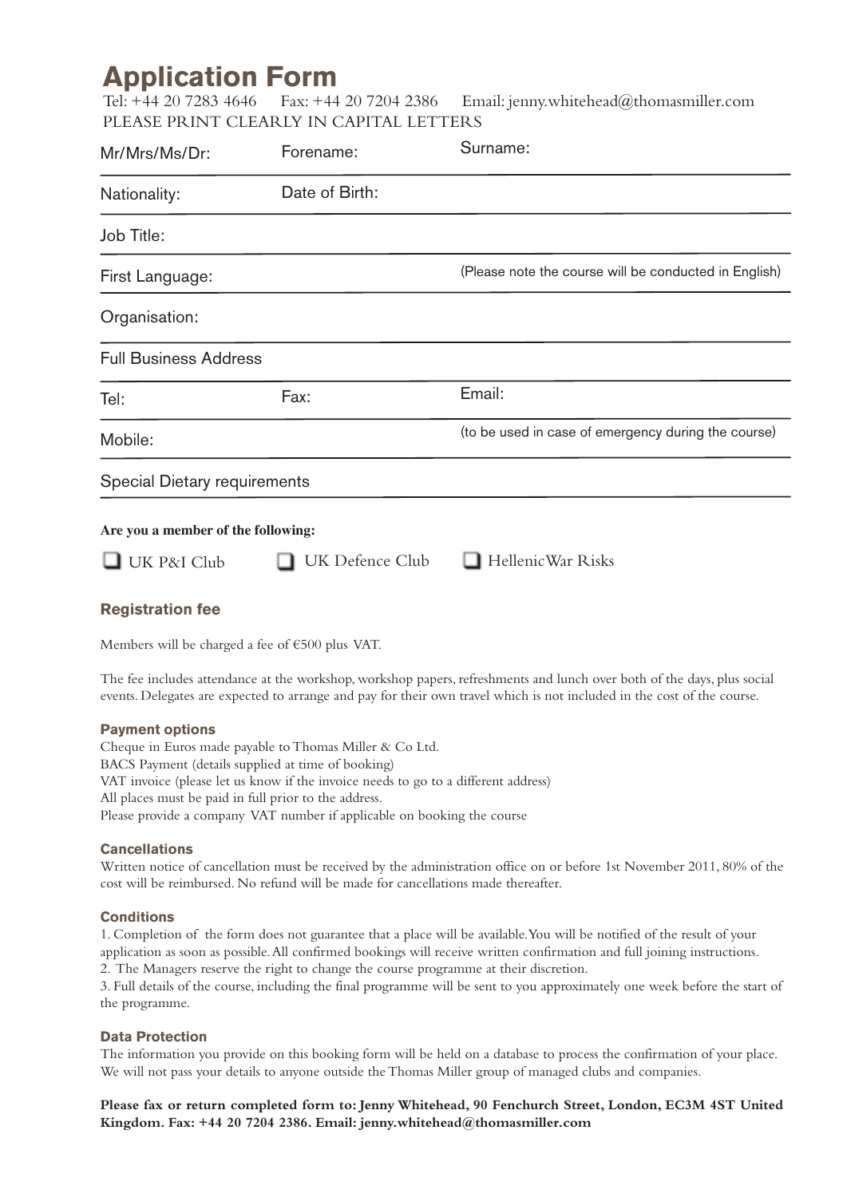# Application Form

Tel: +44 20 7283 4646 Fax: +44 20 7204 2386 Email: jenny.whitehead@thomasmiller.com

PLEASE PRINT CLEARLY IN CAPITAL LETTERS

Mr/Mrs/Ms/Dr: Forename: Surname:

Nationality: Date of Birth:

Job Title:

First Language: (Please note the course will be conducted in English)

Organisation:

Full Business Address

Tel: Fax: Email:

Mobile: (to be used in case of emergency during the course)

Special Dietary requirements

**Are you a member of the following:**

- ❑ UK P&I Club
- ❑ UK Defence Club
- ❑ HellenicWar Risks

## Registration fee

Members will be charged a fee of €500 plus VAT.

The fee includes attendance at the workshop, workshop papers, refreshments and lunch over both of the days, plus social events. Delegates are expected to arrange and pay for their own travel which is not included in the cost of the course.

### Payment options

Cheque in Euros made payable to Thomas Miller & Co Ltd.
BACS Payment (details supplied at time of booking)
VAT invoice (please let us know if the invoice needs to go to a different address)
All places must be paid in full prior to the address.
Please provide a company VAT number if applicable on booking the course

### Cancellations

Written notice of cancellation must be received by the administration office on or before 1st November 2011, 80% of the cost will be reimbursed. No refund will be made for cancellations made thereafter.

### Conditions

1. Completion of the form does not guarantee that a place will be available. You will be notified of the result of your application as soon as possible. All confirmed bookings will receive written confirmation and full joining instructions.
2. The Managers reserve the right to change the course programme at their discretion.
3. Full details of the course, including the final programme will be sent to you approximately one week before the start of the programme.

### Data Protection

The information you provide on this booking form will be held on a database to process the confirmation of your place. We will not pass your details to anyone outside the Thomas Miller group of managed clubs and companies.

**Please fax or return completed form to: Jenny Whitehead, 90 Fenchurch Street, London, EC3M 4ST United Kingdom. Fax: +44 20 7204 2386. Email: jenny.whitehead@thomasmiller.com**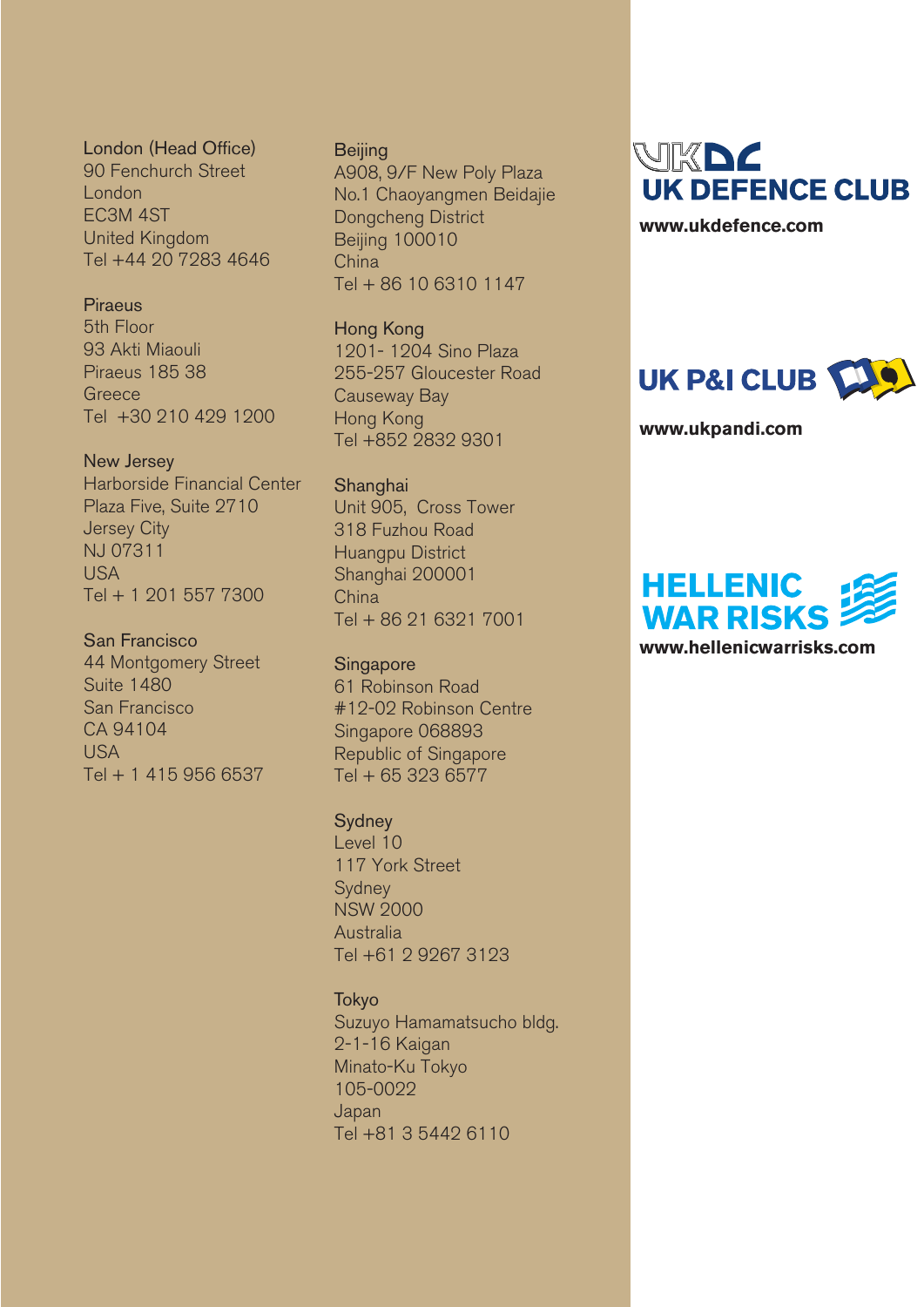London (Head Office)
90 Fenchurch Street
London
EC3M 4ST
United Kingdom
Tel +44 20 7283 4646

Piraeus
5th Floor
93 Akti Miaouli
Piraeus 185 38
Greece
Tel +30 210 429 1200

New Jersey
Harborside Financial Center
Plaza Five, Suite 2710
Jersey City
NJ 07311
USA
Tel + 1 201 557 7300

San Francisco
44 Montgomery Street
Suite 1480
San Francisco
CA 94104
USA
Tel + 1 415 956 6537

Beijing
A908, 9/F New Poly Plaza
No.1 Chaoyangmen Beidajie
Dongcheng District
Beijing 100010
China
Tel + 86 10 6310 1147

Hong Kong
1201- 1204 Sino Plaza
255-257 Gloucester Road
Causeway Bay
Hong Kong
Tel +852 2832 9301

Shanghai
Unit 905, Cross Tower
318 Fuzhou Road
Huangpu District
Shanghai 200001
China
Tel + 86 21 6321 7001

Singapore
61 Robinson Road
#12-02 Robinson Centre
Singapore 068893
Republic of Singapore
Tel + 65 323 6577

Sydney
Level 10
117 York Street
Sydney
NSW 2000
Australia
Tel +61 2 9267 3123

Tokyo
Suzuyo Hamamatsucho bldg.
2-1-16 Kaigan
Minato-Ku Tokyo
105-0022
Japan
Tel +81 3 5442 6110

UKDC
UK DEFENCE CLUB
www.ukdefence.com

UK P&I CLUB
www.ukpandi.com

HELLENIC WAR RISKS
www.hellenicwarrisks.com